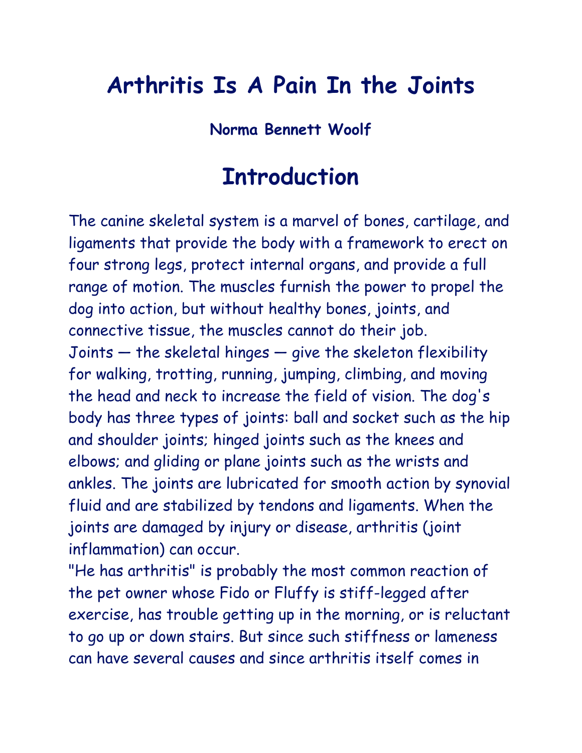# Arthritis Is A Pain In the Joints

**Norma Bennett Woolf**

## Introduction

The canine skeletal system is a marvel of bones, cartilage, and ligaments that provide the body with a framework to erect on four strong legs, protect internal organs, and provide a full range of motion. The muscles furnish the power to propel the dog into action, but without healthy bones, joints, and connective tissue, the muscles cannot do their job.

Joints — the skeletal hinges — give the skeleton flexibility for walking, trotting, running, jumping, climbing, and moving the head and neck to increase the field of vision. The dog's body has three types of joints: ball and socket such as the hip and shoulder joints; hinged joints such as the knees and elbows; and gliding or plane joints such as the wrists and ankles. The joints are lubricated for smooth action by synovial fluid and are stabilized by tendons and ligaments. When the joints are damaged by injury or disease, arthritis (joint inflammation) can occur.

"He has arthritis" is probably the most common reaction of the pet owner whose Fido or Fluffy is stiff-legged after exercise, has trouble getting up in the morning, or is reluctant to go up or down stairs. But since such stiffness or lameness can have several causes and since arthritis itself comes in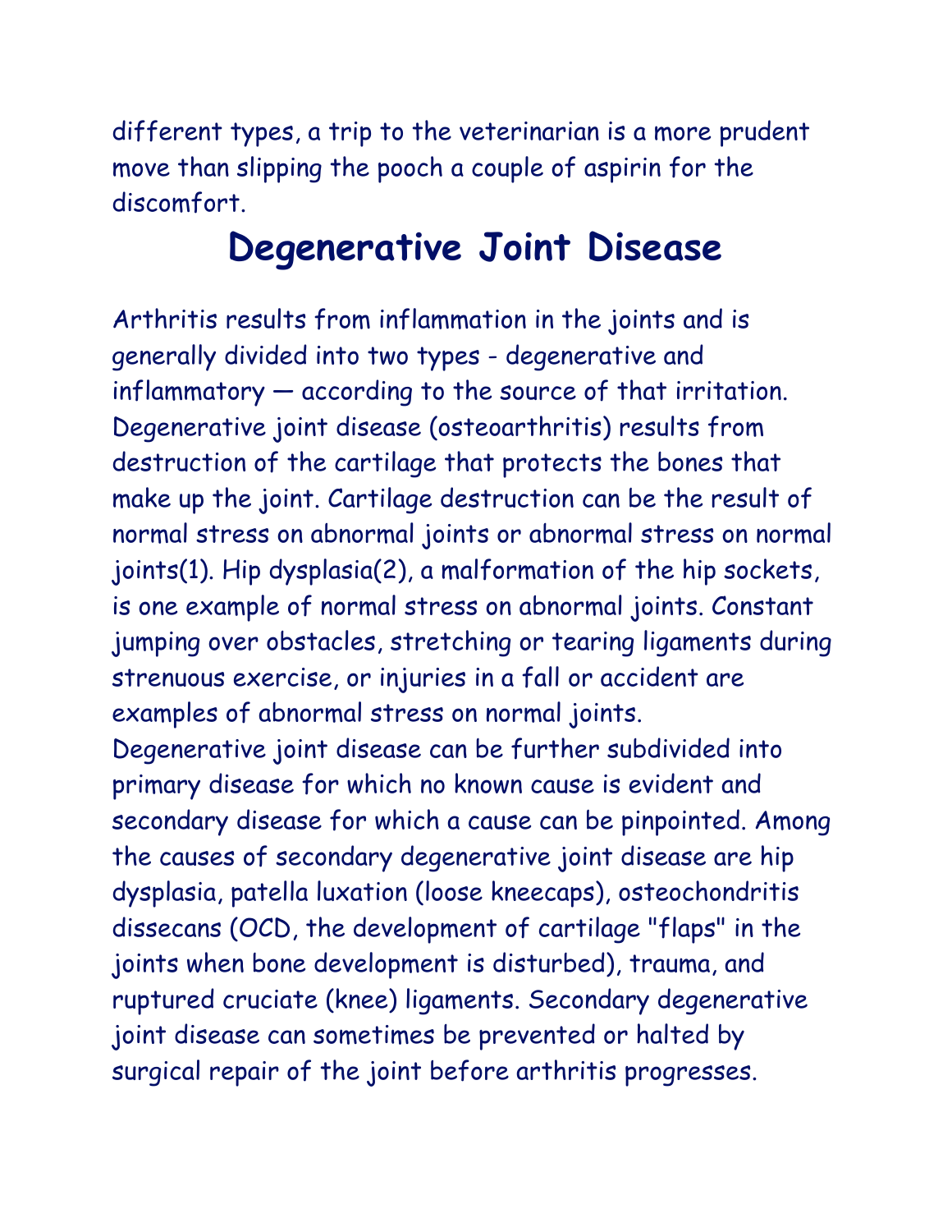different types, a trip to the veterinarian is a more prudent move than slipping the pooch a couple of aspirin for the discomfort.

## Degenerative Joint Disease

Arthritis results from inflammation in the joints and is generally divided into two types - degenerative and inflammatory — according to the source of that irritation. Degenerative joint disease (osteoarthritis) results from destruction of the cartilage that protects the bones that make up the joint. Cartilage destruction can be the result of normal stress on abnormal joints or abnormal stress on normal joints(1). Hip dysplasia(2), a malformation of the hip sockets, is one example of normal stress on abnormal joints. Constant jumping over obstacles, stretching or tearing ligaments during strenuous exercise, or injuries in a fall or accident are examples of abnormal stress on normal joints.
Degenerative joint disease can be further subdivided into primary disease for which no known cause is evident and secondary disease for which a cause can be pinpointed. Among the causes of secondary degenerative joint disease are hip dysplasia, patella luxation (loose kneecaps), osteochondritis dissecans (OCD, the development of cartilage "flaps" in the joints when bone development is disturbed), trauma, and ruptured cruciate (knee) ligaments. Secondary degenerative joint disease can sometimes be prevented or halted by surgical repair of the joint before arthritis progresses.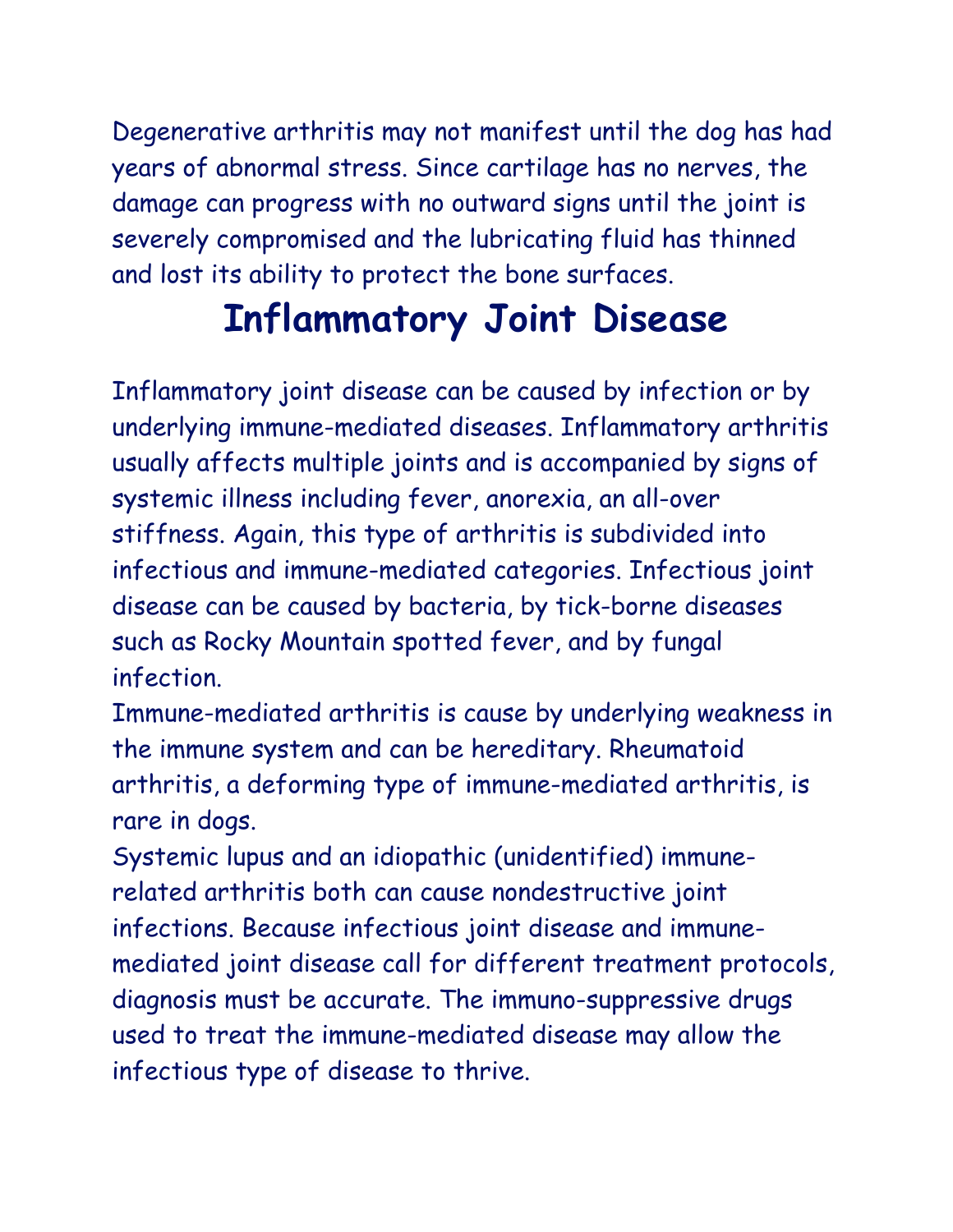Degenerative arthritis may not manifest until the dog has had years of abnormal stress. Since cartilage has no nerves, the damage can progress with no outward signs until the joint is severely compromised and the lubricating fluid has thinned and lost its ability to protect the bone surfaces.

## Inflammatory Joint Disease

Inflammatory joint disease can be caused by infection or by underlying immune-mediated diseases. Inflammatory arthritis usually affects multiple joints and is accompanied by signs of systemic illness including fever, anorexia, an all-over stiffness. Again, this type of arthritis is subdivided into infectious and immune-mediated categories. Infectious joint disease can be caused by bacteria, by tick-borne diseases such as Rocky Mountain spotted fever, and by fungal infection.

Immune-mediated arthritis is cause by underlying weakness in the immune system and can be hereditary. Rheumatoid arthritis, a deforming type of immune-mediated arthritis, is rare in dogs.

Systemic lupus and an idiopathic (unidentified) immune-related arthritis both can cause nondestructive joint infections. Because infectious joint disease and immune-mediated joint disease call for different treatment protocols, diagnosis must be accurate. The immuno-suppressive drugs used to treat the immune-mediated disease may allow the infectious type of disease to thrive.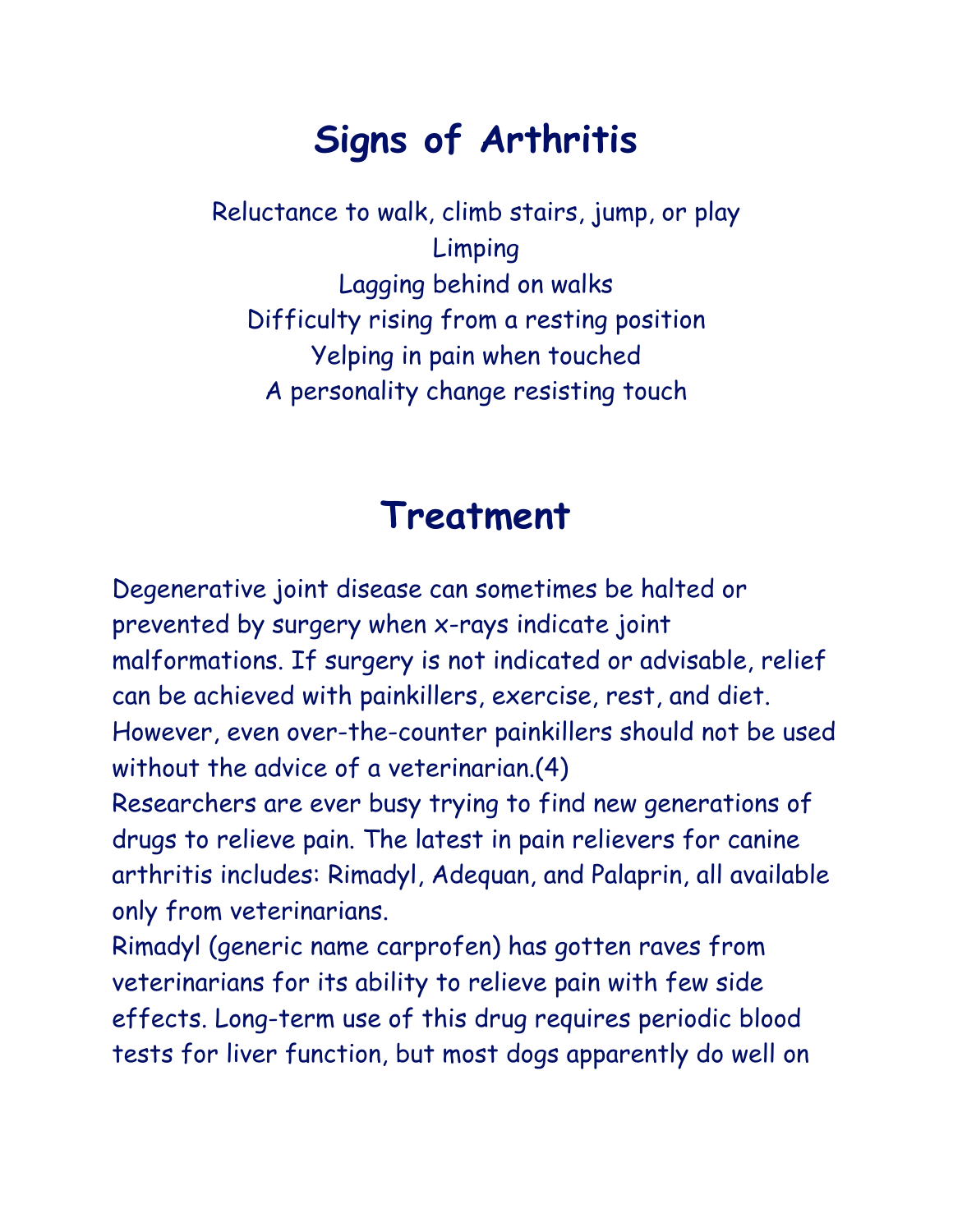# Signs of Arthritis

Reluctance to walk, climb stairs, jump, or play
Limping
Lagging behind on walks
Difficulty rising from a resting position
Yelping in pain when touched
A personality change resisting touch

# Treatment

Degenerative joint disease can sometimes be halted or prevented by surgery when x-rays indicate joint malformations. If surgery is not indicated or advisable, relief can be achieved with painkillers, exercise, rest, and diet. However, even over-the-counter painkillers should not be used without the advice of a veterinarian.(4)

Researchers are ever busy trying to find new generations of drugs to relieve pain. The latest in pain relievers for canine arthritis includes: Rimadyl, Adequan, and Palaprin, all available only from veterinarians.

Rimadyl (generic name carprofen) has gotten raves from veterinarians for its ability to relieve pain with few side effects. Long-term use of this drug requires periodic blood tests for liver function, but most dogs apparently do well on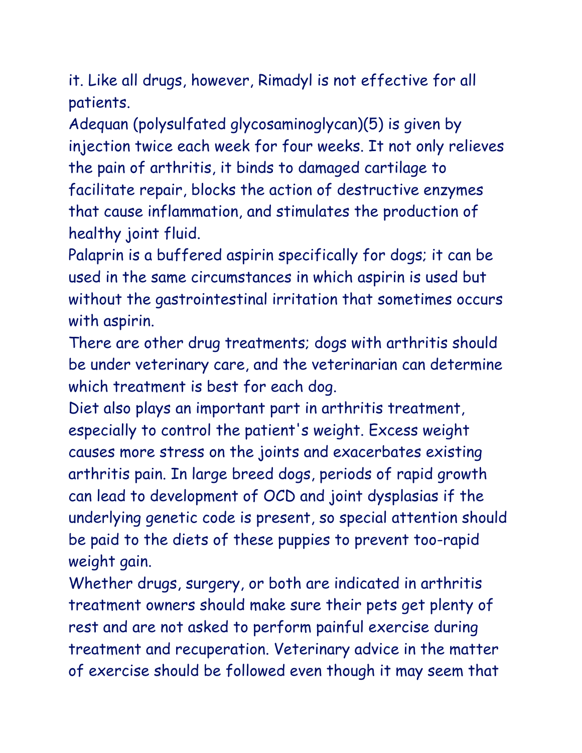it. Like all drugs, however, Rimadyl is not effective for all patients.

Adequan (polysulfated glycosaminoglycan)(5) is given by injection twice each week for four weeks. It not only relieves the pain of arthritis, it binds to damaged cartilage to facilitate repair, blocks the action of destructive enzymes that cause inflammation, and stimulates the production of healthy joint fluid.

Palaprin is a buffered aspirin specifically for dogs; it can be used in the same circumstances in which aspirin is used but without the gastrointestinal irritation that sometimes occurs with aspirin.

There are other drug treatments; dogs with arthritis should be under veterinary care, and the veterinarian can determine which treatment is best for each dog.

Diet also plays an important part in arthritis treatment, especially to control the patient's weight. Excess weight causes more stress on the joints and exacerbates existing arthritis pain. In large breed dogs, periods of rapid growth can lead to development of OCD and joint dysplasias if the underlying genetic code is present, so special attention should be paid to the diets of these puppies to prevent too-rapid weight gain.

Whether drugs, surgery, or both are indicated in arthritis treatment owners should make sure their pets get plenty of rest and are not asked to perform painful exercise during treatment and recuperation. Veterinary advice in the matter of exercise should be followed even though it may seem that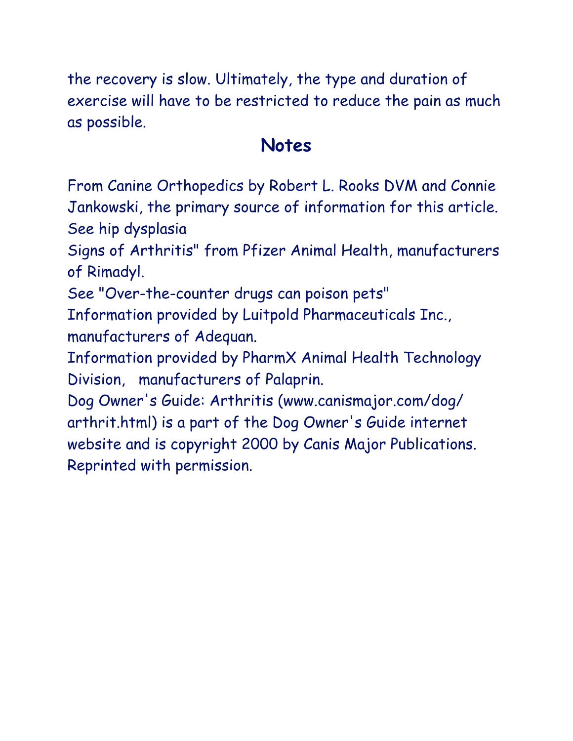the recovery is slow. Ultimately, the type and duration of exercise will have to be restricted to reduce the pain as much as possible.

## Notes

From Canine Orthopedics by Robert L. Rooks DVM and Connie Jankowski, the primary source of information for this article.
See hip dysplasia
Signs of Arthritis" from Pfizer Animal Health, manufacturers of Rimadyl.
See "Over-the-counter drugs can poison pets"
Information provided by Luitpold Pharmaceuticals Inc., manufacturers of Adequan.
Information provided by PharmX Animal Health Technology Division, manufacturers of Palaprin.
Dog Owner's Guide: Arthritis (www.canismajor.com/dog/arthrit.html) is a part of the Dog Owner's Guide internet website and is copyright 2000 by Canis Major Publications. Reprinted with permission.